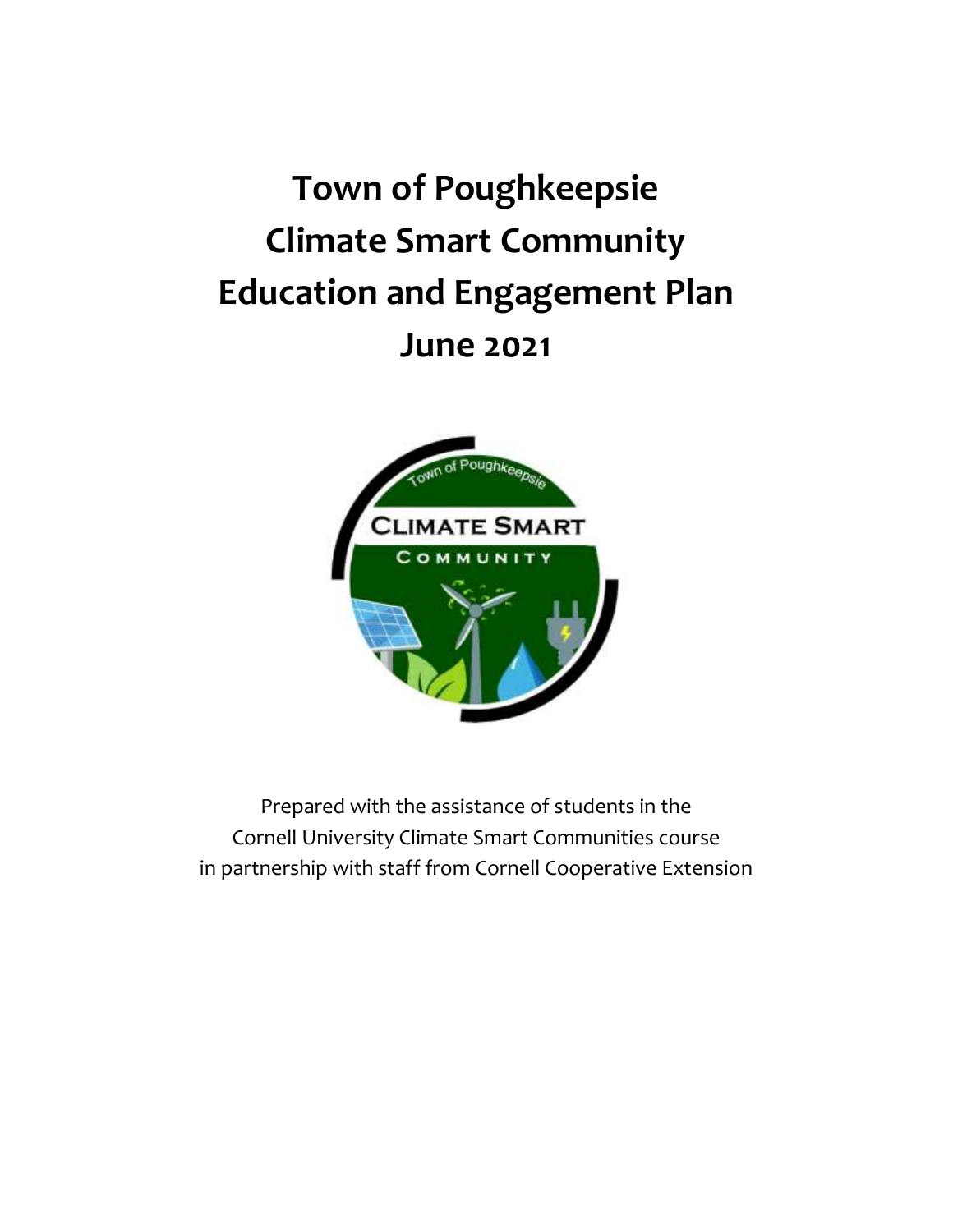# Town of Poughkeepsie Climate Smart Community Education and Engagement Plan June 2021

Prepared with the assistance of students in the
Cornell University Climate Smart Communities course
in partnership with staff from Cornell Cooperative Extension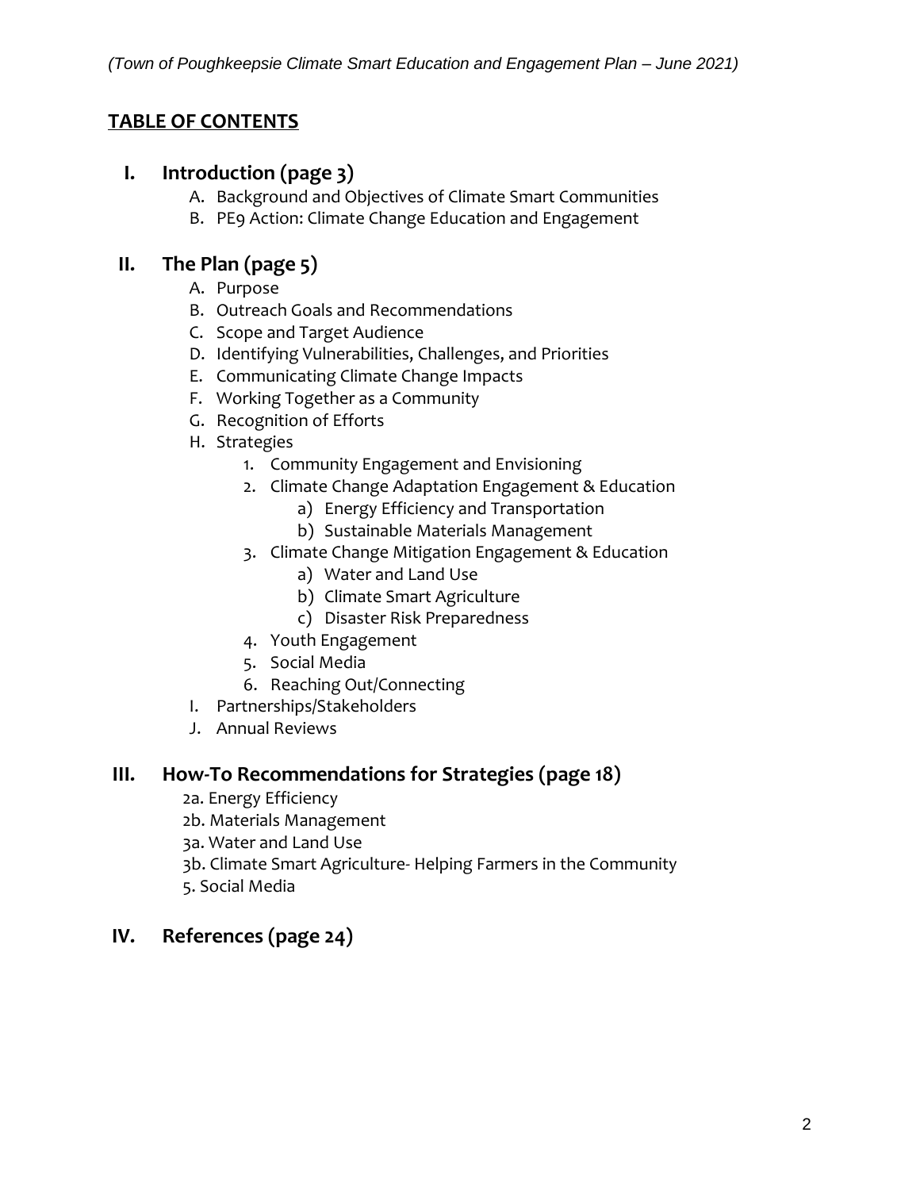## TABLE OF CONTENTS

**I. Introduction (page 3)**

- A. Background and Objectives of Climate Smart Communities
- B. PE9 Action: Climate Change Education and Engagement

**II. The Plan (page 5)**

- A. Purpose
- B. Outreach Goals and Recommendations
- C. Scope and Target Audience
- D. Identifying Vulnerabilities, Challenges, and Priorities
- E. Communicating Climate Change Impacts
- F. Working Together as a Community
- G. Recognition of Efforts
- H. Strategies
  1. Community Engagement and Envisioning
  2. Climate Change Adaptation Engagement & Education
     - a) Energy Efficiency and Transportation
     - b) Sustainable Materials Management
  3. Climate Change Mitigation Engagement & Education
     - a) Water and Land Use
     - b) Climate Smart Agriculture
     - c) Disaster Risk Preparedness
  4. Youth Engagement
  5. Social Media
  6. Reaching Out/Connecting
- I. Partnerships/Stakeholders
- J. Annual Reviews

**III. How-To Recommendations for Strategies (page 18)**

- 2a. Energy Efficiency
- 2b. Materials Management
- 3a. Water and Land Use
- 3b. Climate Smart Agriculture- Helping Farmers in the Community
- 5. Social Media

**IV. References (page 24)**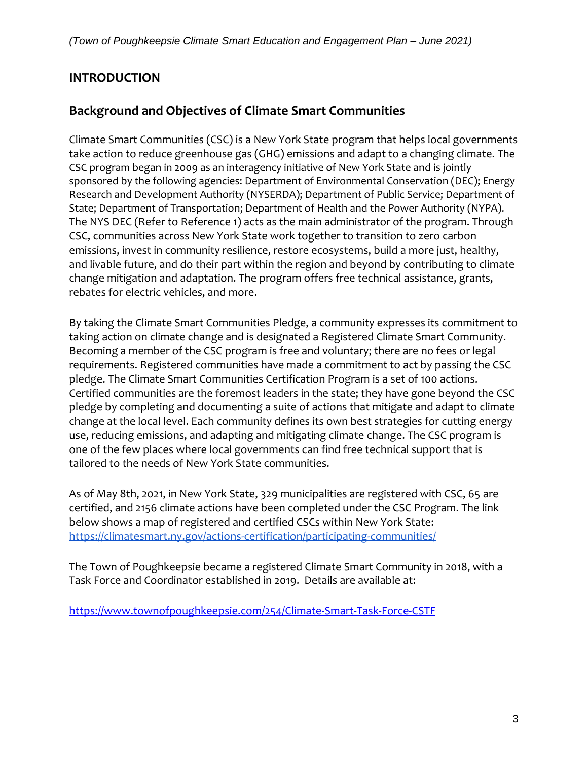## INTRODUCTION

### Background and Objectives of Climate Smart Communities

Climate Smart Communities (CSC) is a New York State program that helps local governments take action to reduce greenhouse gas (GHG) emissions and adapt to a changing climate. The CSC program began in 2009 as an interagency initiative of New York State and is jointly sponsored by the following agencies: Department of Environmental Conservation (DEC); Energy Research and Development Authority (NYSERDA); Department of Public Service; Department of State; Department of Transportation; Department of Health and the Power Authority (NYPA). The NYS DEC (Refer to Reference 1) acts as the main administrator of the program. Through CSC, communities across New York State work together to transition to zero carbon emissions, invest in community resilience, restore ecosystems, build a more just, healthy, and livable future, and do their part within the region and beyond by contributing to climate change mitigation and adaptation. The program offers free technical assistance, grants, rebates for electric vehicles, and more.

By taking the Climate Smart Communities Pledge, a community expresses its commitment to taking action on climate change and is designated a Registered Climate Smart Community. Becoming a member of the CSC program is free and voluntary; there are no fees or legal requirements. Registered communities have made a commitment to act by passing the CSC pledge. The Climate Smart Communities Certification Program is a set of 100 actions. Certified communities are the foremost leaders in the state; they have gone beyond the CSC pledge by completing and documenting a suite of actions that mitigate and adapt to climate change at the local level. Each community defines its own best strategies for cutting energy use, reducing emissions, and adapting and mitigating climate change. The CSC program is one of the few places where local governments can find free technical support that is tailored to the needs of New York State communities.

As of May 8th, 2021, in New York State, 329 municipalities are registered with CSC, 65 are certified, and 2156 climate actions have been completed under the CSC Program. The link below shows a map of registered and certified CSCs within New York State:
[https://climatesmart.ny.gov/actions-certification/participating-communities/](https://climatesmart.ny.gov/actions-certification/participating-communities/)

The Town of Poughkeepsie became a registered Climate Smart Community in 2018, with a Task Force and Coordinator established in 2019. Details are available at:

[https://www.townofpoughkeepsie.com/254/Climate-Smart-Task-Force-CSTF](https://www.townofpoughkeepsie.com/254/Climate-Smart-Task-Force-CSTF)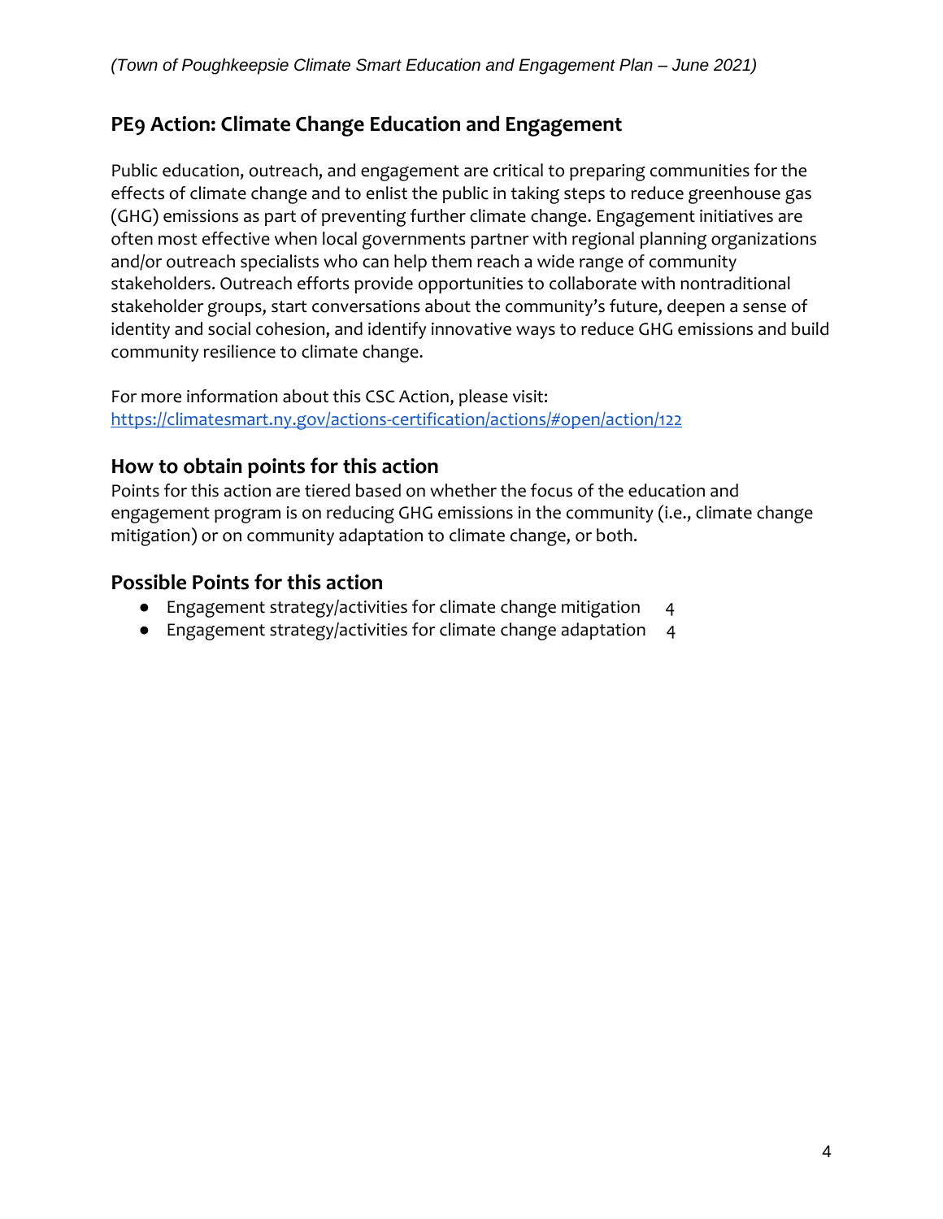## PE9 Action: Climate Change Education and Engagement

Public education, outreach, and engagement are critical to preparing communities for the effects of climate change and to enlist the public in taking steps to reduce greenhouse gas (GHG) emissions as part of preventing further climate change. Engagement initiatives are often most effective when local governments partner with regional planning organizations and/or outreach specialists who can help them reach a wide range of community stakeholders. Outreach efforts provide opportunities to collaborate with nontraditional stakeholder groups, start conversations about the community's future, deepen a sense of identity and social cohesion, and identify innovative ways to reduce GHG emissions and build community resilience to climate change.

For more information about this CSC Action, please visit:
https://climatesmart.ny.gov/actions-certification/actions/#open/action/122

### How to obtain points for this action

Points for this action are tiered based on whether the focus of the education and engagement program is on reducing GHG emissions in the community (i.e., climate change mitigation) or on community adaptation to climate change, or both.

### Possible Points for this action

- Engagement strategy/activities for climate change mitigation 4
- Engagement strategy/activities for climate change adaptation 4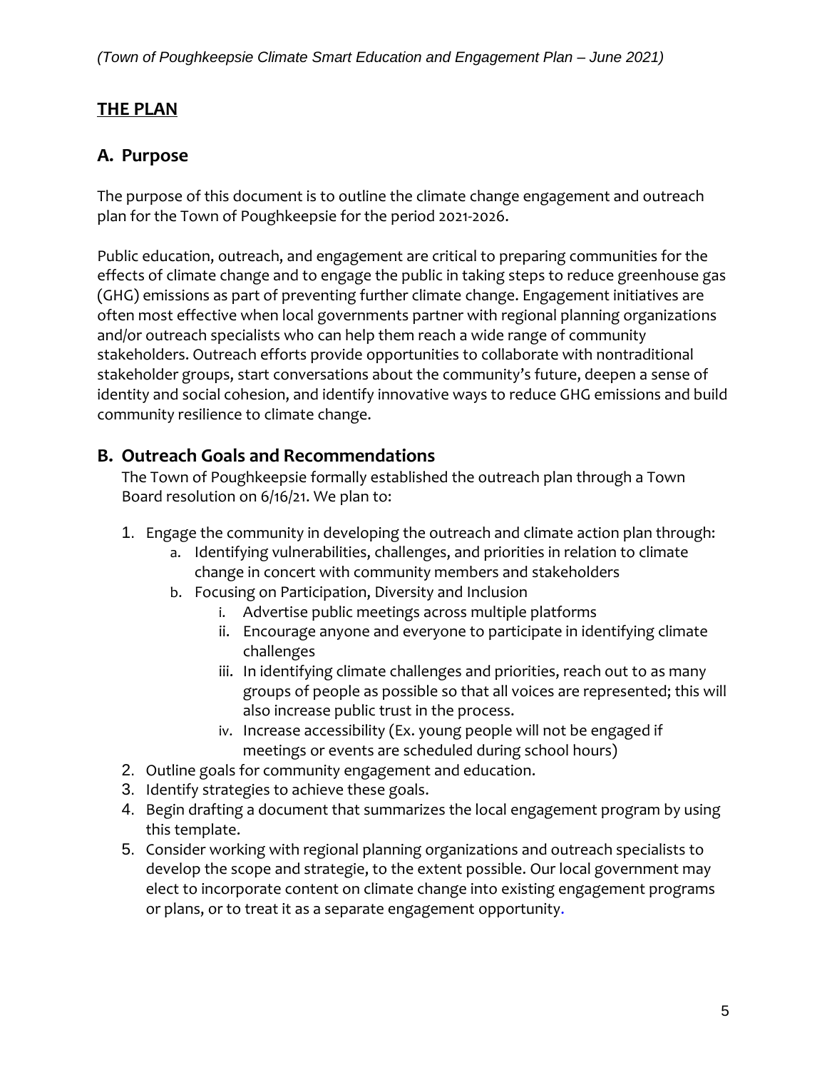## THE PLAN

## A. Purpose

The purpose of this document is to outline the climate change engagement and outreach plan for the Town of Poughkeepsie for the period 2021-2026.

Public education, outreach, and engagement are critical to preparing communities for the effects of climate change and to engage the public in taking steps to reduce greenhouse gas (GHG) emissions as part of preventing further climate change. Engagement initiatives are often most effective when local governments partner with regional planning organizations and/or outreach specialists who can help them reach a wide range of community stakeholders. Outreach efforts provide opportunities to collaborate with nontraditional stakeholder groups, start conversations about the community's future, deepen a sense of identity and social cohesion, and identify innovative ways to reduce GHG emissions and build community resilience to climate change.

## B. Outreach Goals and Recommendations

The Town of Poughkeepsie formally established the outreach plan through a Town Board resolution on 6/16/21. We plan to:

1. Engage the community in developing the outreach and climate action plan through:
   a. Identifying vulnerabilities, challenges, and priorities in relation to climate change in concert with community members and stakeholders
   b. Focusing on Participation, Diversity and Inclusion
      i. Advertise public meetings across multiple platforms
      ii. Encourage anyone and everyone to participate in identifying climate challenges
      iii. In identifying climate challenges and priorities, reach out to as many groups of people as possible so that all voices are represented; this will also increase public trust in the process.
      iv. Increase accessibility (Ex. young people will not be engaged if meetings or events are scheduled during school hours)
2. Outline goals for community engagement and education.
3. Identify strategies to achieve these goals.
4. Begin drafting a document that summarizes the local engagement program by using this template.
5. Consider working with regional planning organizations and outreach specialists to develop the scope and strategie, to the extent possible. Our local government may elect to incorporate content on climate change into existing engagement programs or plans, or to treat it as a separate engagement opportunity.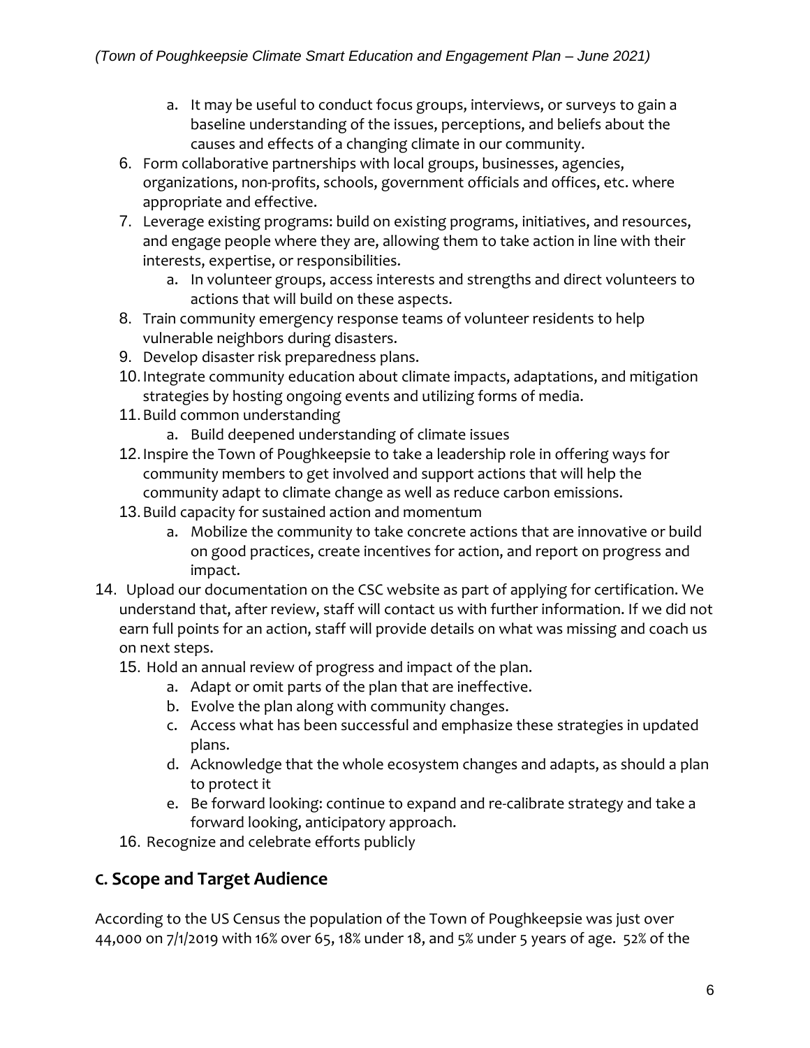a. It may be useful to conduct focus groups, interviews, or surveys to gain a baseline understanding of the issues, perceptions, and beliefs about the causes and effects of a changing climate in our community.
6. Form collaborative partnerships with local groups, businesses, agencies, organizations, non-profits, schools, government officials and offices, etc. where appropriate and effective.
7. Leverage existing programs: build on existing programs, initiatives, and resources, and engage people where they are, allowing them to take action in line with their interests, expertise, or responsibilities.
   a. In volunteer groups, access interests and strengths and direct volunteers to actions that will build on these aspects.
8. Train community emergency response teams of volunteer residents to help vulnerable neighbors during disasters.
9. Develop disaster risk preparedness plans.
10. Integrate community education about climate impacts, adaptations, and mitigation strategies by hosting ongoing events and utilizing forms of media.
11. Build common understanding
    a. Build deepened understanding of climate issues
12. Inspire the Town of Poughkeepsie to take a leadership role in offering ways for community members to get involved and support actions that will help the community adapt to climate change as well as reduce carbon emissions.
13. Build capacity for sustained action and momentum
    a. Mobilize the community to take concrete actions that are innovative or build on good practices, create incentives for action, and report on progress and impact.
14. Upload our documentation on the CSC website as part of applying for certification. We understand that, after review, staff will contact us with further information. If we did not earn full points for an action, staff will provide details on what was missing and coach us on next steps.
15. Hold an annual review of progress and impact of the plan.
    a. Adapt or omit parts of the plan that are ineffective.
    b. Evolve the plan along with community changes.
    c. Access what has been successful and emphasize these strategies in updated plans.
    d. Acknowledge that the whole ecosystem changes and adapts, as should a plan to protect it
    e. Be forward looking: continue to expand and re-calibrate strategy and take a forward looking, anticipatory approach.
16. Recognize and celebrate efforts publicly

## C. Scope and Target Audience

According to the US Census the population of the Town of Poughkeepsie was just over 44,000 on 7/1/2019 with 16% over 65, 18% under 18, and 5% under 5 years of age. 52% of the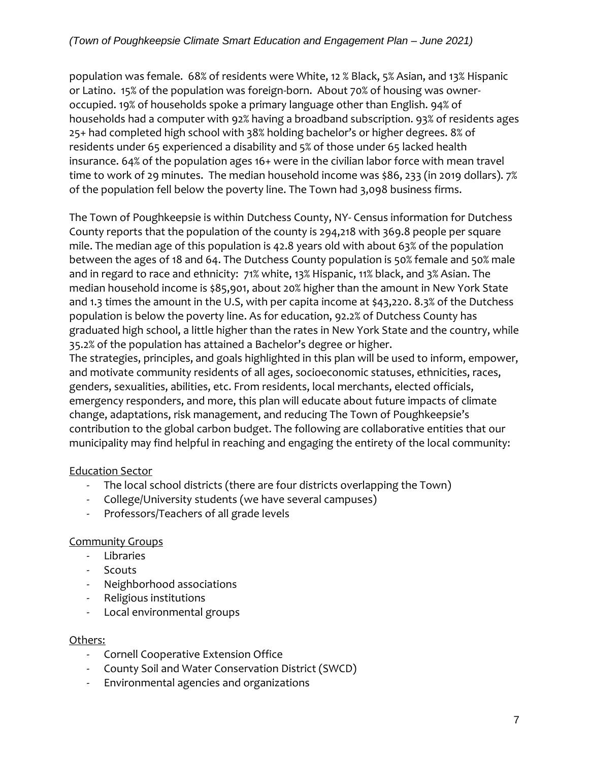population was female. 68% of residents were White, 12 % Black, 5% Asian, and 13% Hispanic or Latino. 15% of the population was foreign-born. About 70% of housing was owner-occupied. 19% of households spoke a primary language other than English. 94% of households had a computer with 92% having a broadband subscription. 93% of residents ages 25+ had completed high school with 38% holding bachelor's or higher degrees. 8% of residents under 65 experienced a disability and 5% of those under 65 lacked health insurance. 64% of the population ages 16+ were in the civilian labor force with mean travel time to work of 29 minutes. The median household income was $86, 233 (in 2019 dollars). 7% of the population fell below the poverty line. The Town had 3,098 business firms.

The Town of Poughkeepsie is within Dutchess County, NY- Census information for Dutchess County reports that the population of the county is 294,218 with 369.8 people per square mile. The median age of this population is 42.8 years old with about 63% of the population between the ages of 18 and 64. The Dutchess County population is 50% female and 50% male and in regard to race and ethnicity: 71% white, 13% Hispanic, 11% black, and 3% Asian. The median household income is $85,901, about 20% higher than the amount in New York State and 1.3 times the amount in the U.S, with per capita income at $43,220. 8.3% of the Dutchess population is below the poverty line. As for education, 92.2% of Dutchess County has graduated high school, a little higher than the rates in New York State and the country, while 35.2% of the population has attained a Bachelor's degree or higher.
The strategies, principles, and goals highlighted in this plan will be used to inform, empower, and motivate community residents of all ages, socioeconomic statuses, ethnicities, races, genders, sexualities, abilities, etc. From residents, local merchants, elected officials, emergency responders, and more, this plan will educate about future impacts of climate change, adaptations, risk management, and reducing The Town of Poughkeepsie's contribution to the global carbon budget. The following are collaborative entities that our municipality may find helpful in reaching and engaging the entirety of the local community:

<u>Education Sector</u>

- The local school districts (there are four districts overlapping the Town)
- College/University students (we have several campuses)
- Professors/Teachers of all grade levels

<u>Community Groups</u>

- Libraries
- Scouts
- Neighborhood associations
- Religious institutions
- Local environmental groups

<u>Others:</u>

- Cornell Cooperative Extension Office
- County Soil and Water Conservation District (SWCD)
- Environmental agencies and organizations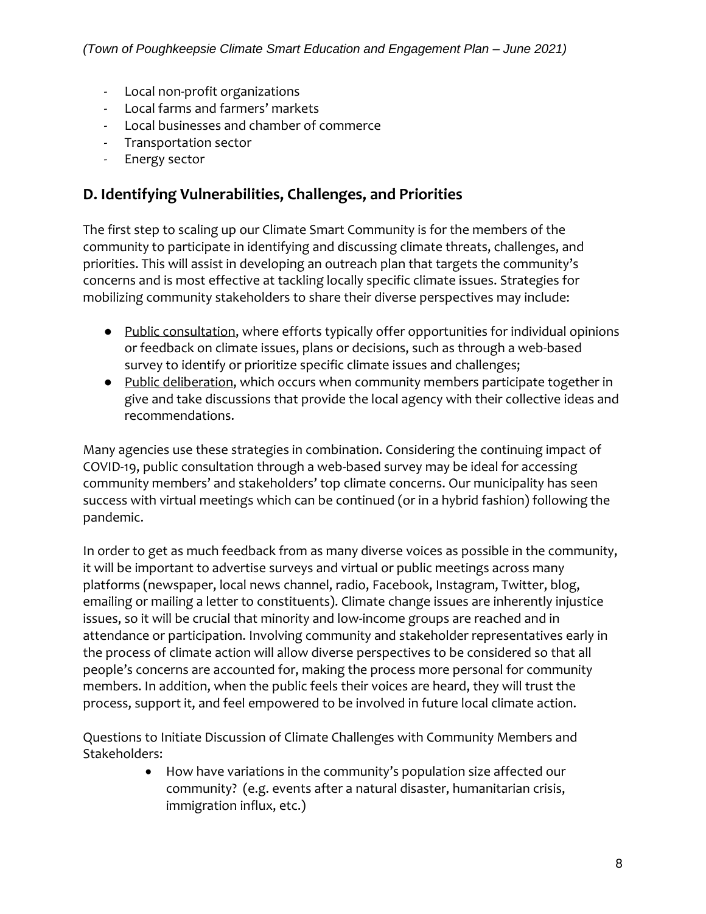- Local non-profit organizations
- Local farms and farmers' markets
- Local businesses and chamber of commerce
- Transportation sector
- Energy sector

## D. Identifying Vulnerabilities, Challenges, and Priorities

The first step to scaling up our Climate Smart Community is for the members of the community to participate in identifying and discussing climate threats, challenges, and priorities. This will assist in developing an outreach plan that targets the community's concerns and is most effective at tackling locally specific climate issues. Strategies for mobilizing community stakeholders to share their diverse perspectives may include:

- Public consultation, where efforts typically offer opportunities for individual opinions or feedback on climate issues, plans or decisions, such as through a web-based survey to identify or prioritize specific climate issues and challenges;
- Public deliberation, which occurs when community members participate together in give and take discussions that provide the local agency with their collective ideas and recommendations.

Many agencies use these strategies in combination. Considering the continuing impact of COVID-19, public consultation through a web-based survey may be ideal for accessing community members' and stakeholders' top climate concerns. Our municipality has seen success with virtual meetings which can be continued (or in a hybrid fashion) following the pandemic.

In order to get as much feedback from as many diverse voices as possible in the community, it will be important to advertise surveys and virtual or public meetings across many platforms (newspaper, local news channel, radio, Facebook, Instagram, Twitter, blog, emailing or mailing a letter to constituents). Climate change issues are inherently injustice issues, so it will be crucial that minority and low-income groups are reached and in attendance or participation. Involving community and stakeholder representatives early in the process of climate action will allow diverse perspectives to be considered so that all people's concerns are accounted for, making the process more personal for community members. In addition, when the public feels their voices are heard, they will trust the process, support it, and feel empowered to be involved in future local climate action.

Questions to Initiate Discussion of Climate Challenges with Community Members and Stakeholders:

- How have variations in the community's population size affected our community? (e.g. events after a natural disaster, humanitarian crisis, immigration influx, etc.)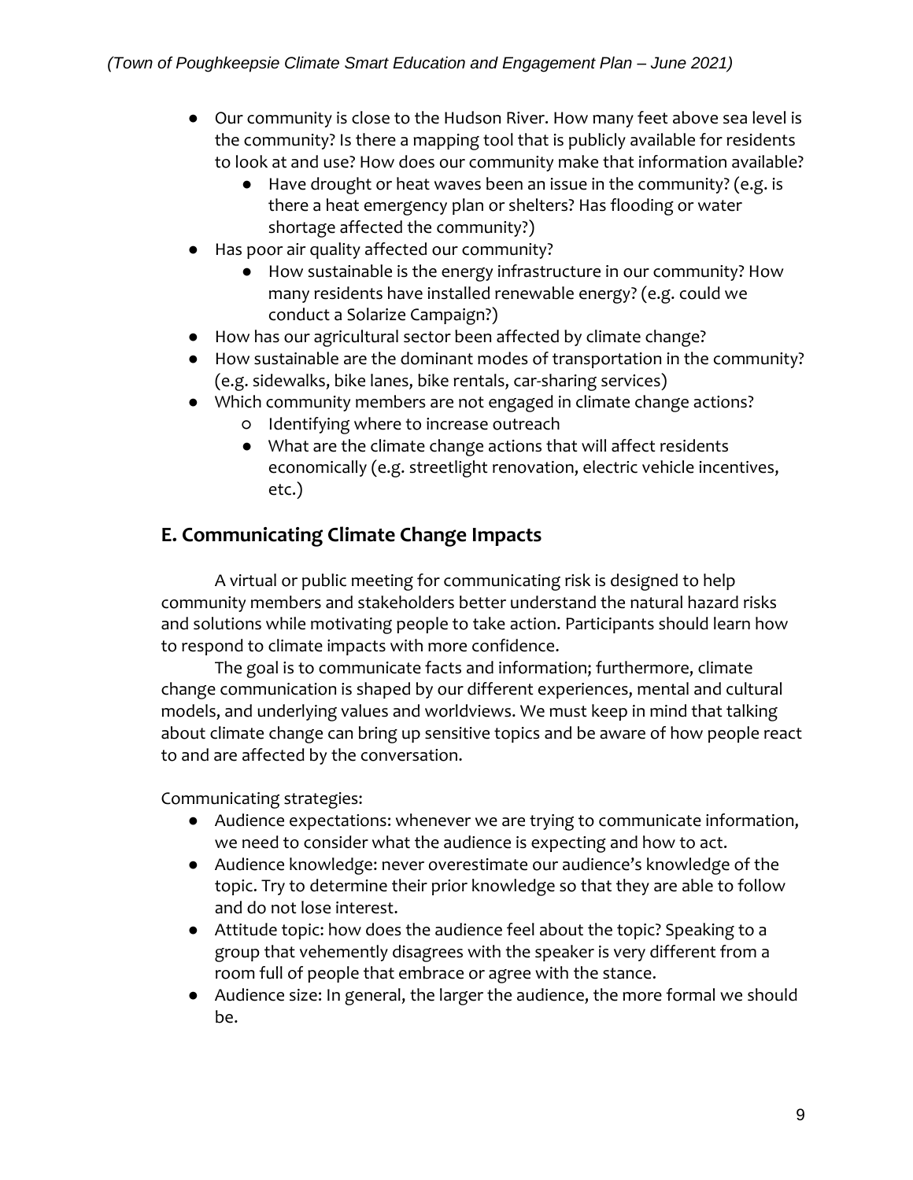- Our community is close to the Hudson River. How many feet above sea level is the community? Is there a mapping tool that is publicly available for residents to look at and use? How does our community make that information available?
    - Have drought or heat waves been an issue in the community? (e.g. is there a heat emergency plan or shelters? Has flooding or water shortage affected the community?)
- Has poor air quality affected our community?
    - How sustainable is the energy infrastructure in our community? How many residents have installed renewable energy? (e.g. could we conduct a Solarize Campaign?)
- How has our agricultural sector been affected by climate change?
- How sustainable are the dominant modes of transportation in the community? (e.g. sidewalks, bike lanes, bike rentals, car-sharing services)
- Which community members are not engaged in climate change actions?
    - Identifying where to increase outreach
    - What are the climate change actions that will affect residents economically (e.g. streetlight renovation, electric vehicle incentives, etc.)

## E. Communicating Climate Change Impacts

A virtual or public meeting for communicating risk is designed to help community members and stakeholders better understand the natural hazard risks and solutions while motivating people to take action. Participants should learn how to respond to climate impacts with more confidence.

The goal is to communicate facts and information; furthermore, climate change communication is shaped by our different experiences, mental and cultural models, and underlying values and worldviews. We must keep in mind that talking about climate change can bring up sensitive topics and be aware of how people react to and are affected by the conversation.

Communicating strategies:

- Audience expectations: whenever we are trying to communicate information, we need to consider what the audience is expecting and how to act.
- Audience knowledge: never overestimate our audience's knowledge of the topic. Try to determine their prior knowledge so that they are able to follow and do not lose interest.
- Attitude topic: how does the audience feel about the topic? Speaking to a group that vehemently disagrees with the speaker is very different from a room full of people that embrace or agree with the stance.
- Audience size: In general, the larger the audience, the more formal we should be.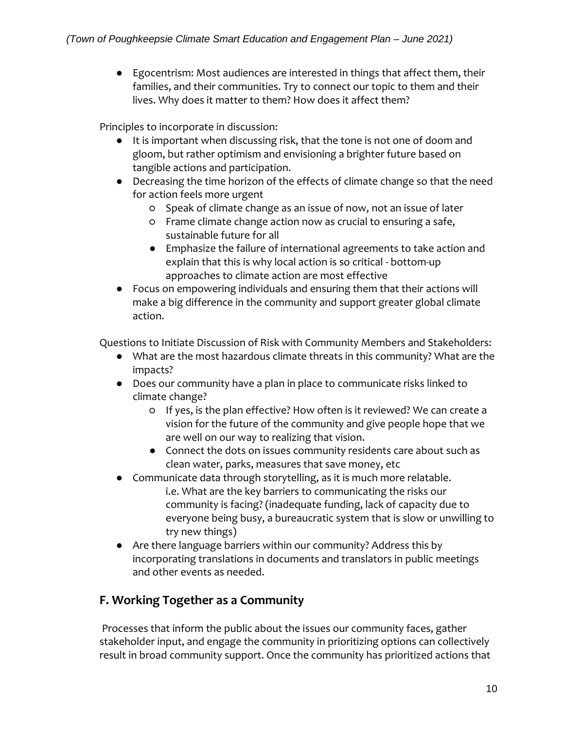- Egocentrism: Most audiences are interested in things that affect them, their families, and their communities. Try to connect our topic to them and their lives. Why does it matter to them? How does it affect them?

Principles to incorporate in discussion:

- It is important when discussing risk, that the tone is not one of doom and gloom, but rather optimism and envisioning a brighter future based on tangible actions and participation.
- Decreasing the time horizon of the effects of climate change so that the need for action feels more urgent
  - Speak of climate change as an issue of now, not an issue of later
  - Frame climate change action now as crucial to ensuring a safe, sustainable future for all
  - Emphasize the failure of international agreements to take action and explain that this is why local action is so critical - bottom-up approaches to climate action are most effective
- Focus on empowering individuals and ensuring them that their actions will make a big difference in the community and support greater global climate action.

Questions to Initiate Discussion of Risk with Community Members and Stakeholders:

- What are the most hazardous climate threats in this community? What are the impacts?
- Does our community have a plan in place to communicate risks linked to climate change?
  - If yes, is the plan effective? How often is it reviewed? We can create a vision for the future of the community and give people hope that we are well on our way to realizing that vision.
  - Connect the dots on issues community residents care about such as clean water, parks, measures that save money, etc
- Communicate data through storytelling, as it is much more relatable.
  i.e. What are the key barriers to communicating the risks our community is facing? (inadequate funding, lack of capacity due to everyone being busy, a bureaucratic system that is slow or unwilling to try new things)
- Are there language barriers within our community? Address this by incorporating translations in documents and translators in public meetings and other events as needed.

## F. Working Together as a Community

Processes that inform the public about the issues our community faces, gather stakeholder input, and engage the community in prioritizing options can collectively result in broad community support. Once the community has prioritized actions that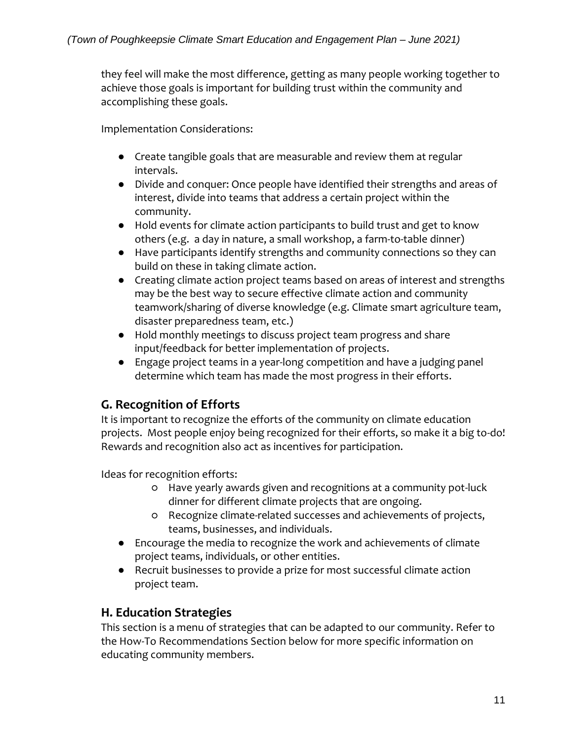they feel will make the most difference, getting as many people working together to achieve those goals is important for building trust within the community and accomplishing these goals.

Implementation Considerations:

- Create tangible goals that are measurable and review them at regular intervals.
- Divide and conquer: Once people have identified their strengths and areas of interest, divide into teams that address a certain project within the community.
- Hold events for climate action participants to build trust and get to know others (e.g. a day in nature, a small workshop, a farm-to-table dinner)
- Have participants identify strengths and community connections so they can build on these in taking climate action.
- Creating climate action project teams based on areas of interest and strengths may be the best way to secure effective climate action and community teamwork/sharing of diverse knowledge (e.g. Climate smart agriculture team, disaster preparedness team, etc.)
- Hold monthly meetings to discuss project team progress and share input/feedback for better implementation of projects.
- Engage project teams in a year-long competition and have a judging panel determine which team has made the most progress in their efforts.

## G. Recognition of Efforts

It is important to recognize the efforts of the community on climate education projects. Most people enjoy being recognized for their efforts, so make it a big to-do! Rewards and recognition also act as incentives for participation.

Ideas for recognition efforts:

  - Have yearly awards given and recognitions at a community pot-luck dinner for different climate projects that are ongoing.
  - Recognize climate-related successes and achievements of projects, teams, businesses, and individuals.
- Encourage the media to recognize the work and achievements of climate project teams, individuals, or other entities.
- Recruit businesses to provide a prize for most successful climate action project team.

## H. Education Strategies

This section is a menu of strategies that can be adapted to our community. Refer to the How-To Recommendations Section below for more specific information on educating community members.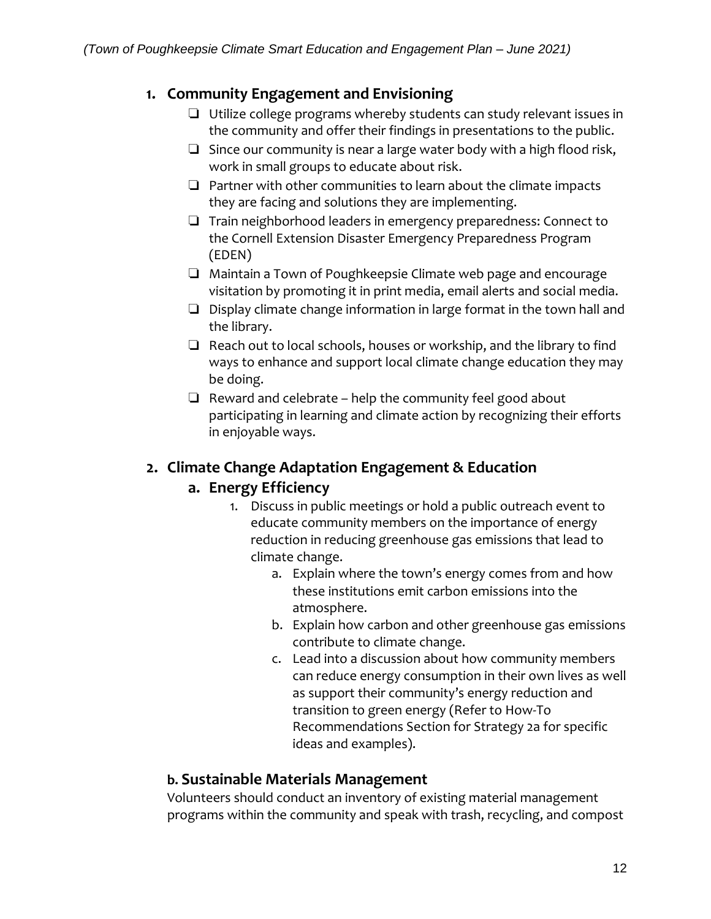## 1. Community Engagement and Envisioning

- ❑ Utilize college programs whereby students can study relevant issues in the community and offer their findings in presentations to the public.
- ❑ Since our community is near a large water body with a high flood risk, work in small groups to educate about risk.
- ❑ Partner with other communities to learn about the climate impacts they are facing and solutions they are implementing.
- ❑ Train neighborhood leaders in emergency preparedness: Connect to the Cornell Extension Disaster Emergency Preparedness Program (EDEN)
- ❑ Maintain a Town of Poughkeepsie Climate web page and encourage visitation by promoting it in print media, email alerts and social media.
- ❑ Display climate change information in large format in the town hall and the library.
- ❑ Reach out to local schools, houses or workship, and the library to find ways to enhance and support local climate change education they may be doing.
- ❑ Reward and celebrate – help the community feel good about participating in learning and climate action by recognizing their efforts in enjoyable ways.

## 2. Climate Change Adaptation Engagement & Education

### a. Energy Efficiency

1. Discuss in public meetings or hold a public outreach event to educate community members on the importance of energy reduction in reducing greenhouse gas emissions that lead to climate change.
    a. Explain where the town's energy comes from and how these institutions emit carbon emissions into the atmosphere.
    b. Explain how carbon and other greenhouse gas emissions contribute to climate change.
    c. Lead into a discussion about how community members can reduce energy consumption in their own lives as well as support their community's energy reduction and transition to green energy (Refer to How-To Recommendations Section for Strategy 2a for specific ideas and examples).

### b. Sustainable Materials Management

Volunteers should conduct an inventory of existing material management programs within the community and speak with trash, recycling, and compost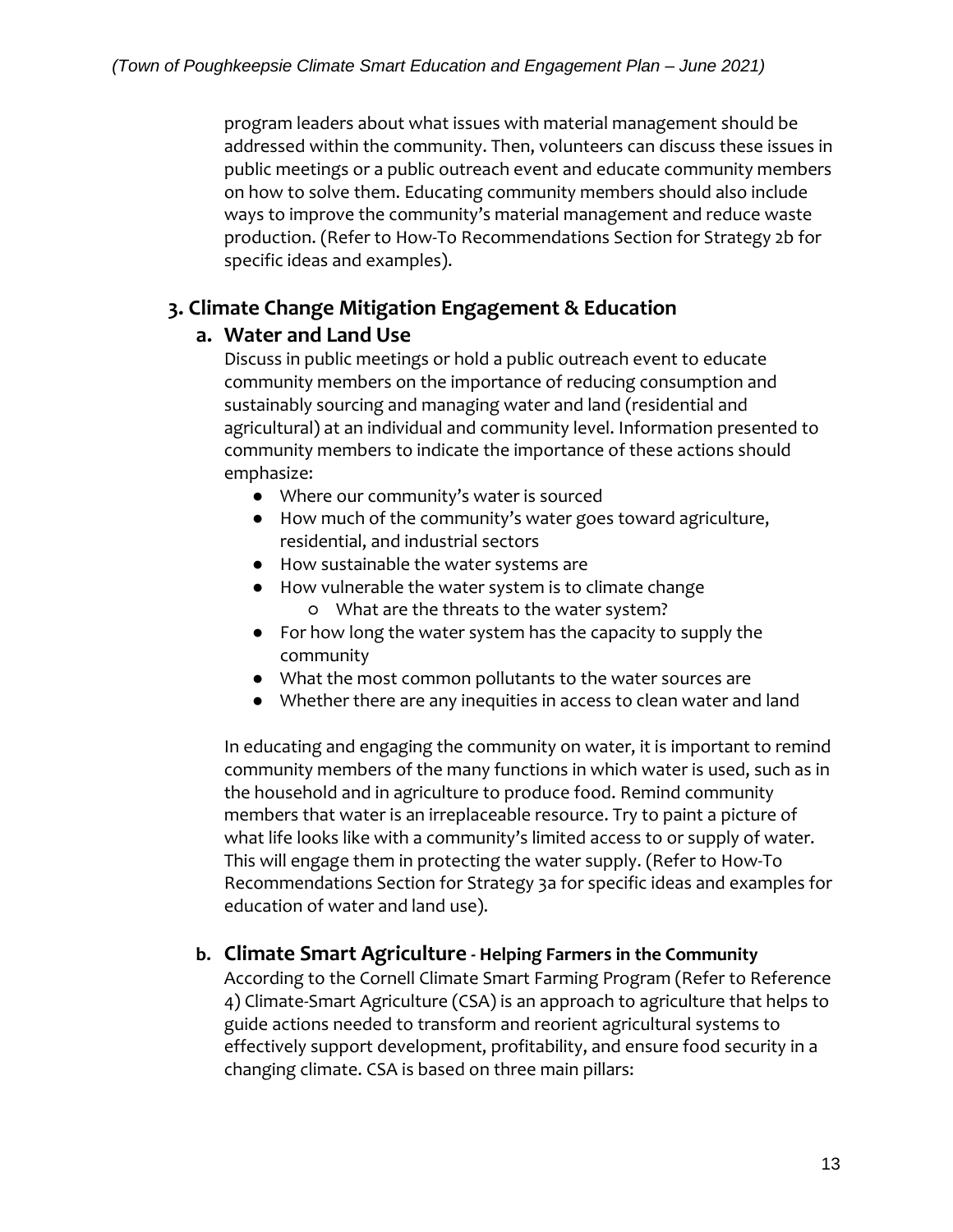program leaders about what issues with material management should be addressed within the community. Then, volunteers can discuss these issues in public meetings or a public outreach event and educate community members on how to solve them. Educating community members should also include ways to improve the community's material management and reduce waste production. (Refer to How-To Recommendations Section for Strategy 2b for specific ideas and examples).

## 3. Climate Change Mitigation Engagement & Education

### a. Water and Land Use

Discuss in public meetings or hold a public outreach event to educate community members on the importance of reducing consumption and sustainably sourcing and managing water and land (residential and agricultural) at an individual and community level. Information presented to community members to indicate the importance of these actions should emphasize:

- Where our community's water is sourced
- How much of the community's water goes toward agriculture, residential, and industrial sectors
- How sustainable the water systems are
- How vulnerable the water system is to climate change
    - What are the threats to the water system?
- For how long the water system has the capacity to supply the community
- What the most common pollutants to the water sources are
- Whether there are any inequities in access to clean water and land

In educating and engaging the community on water, it is important to remind community members of the many functions in which water is used, such as in the household and in agriculture to produce food. Remind community members that water is an irreplaceable resource. Try to paint a picture of what life looks like with a community's limited access to or supply of water. This will engage them in protecting the water supply. (Refer to How-To Recommendations Section for Strategy 3a for specific ideas and examples for education of water and land use).

### b. Climate Smart Agriculture - Helping Farmers in the Community

According to the Cornell Climate Smart Farming Program (Refer to Reference 4) Climate-Smart Agriculture (CSA) is an approach to agriculture that helps to guide actions needed to transform and reorient agricultural systems to effectively support development, profitability, and ensure food security in a changing climate. CSA is based on three main pillars: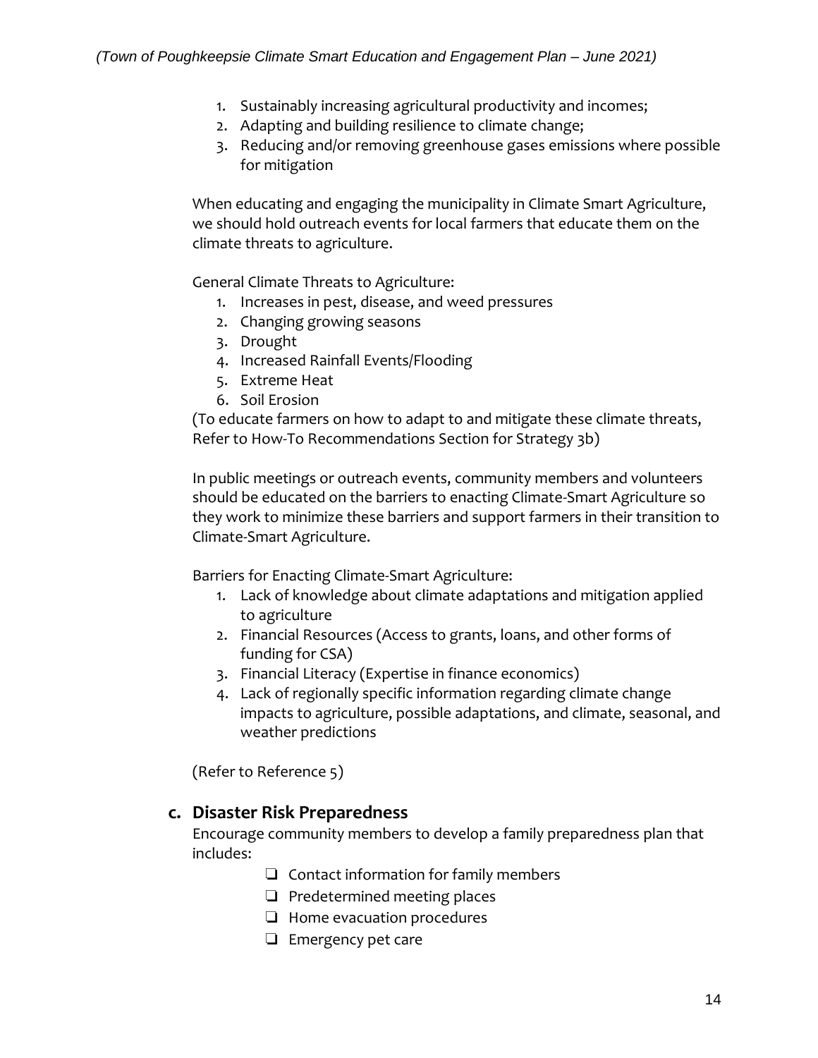1. Sustainably increasing agricultural productivity and incomes;
2. Adapting and building resilience to climate change;
3. Reducing and/or removing greenhouse gases emissions where possible for mitigation

When educating and engaging the municipality in Climate Smart Agriculture, we should hold outreach events for local farmers that educate them on the climate threats to agriculture.

General Climate Threats to Agriculture:

1. Increases in pest, disease, and weed pressures
2. Changing growing seasons
3. Drought
4. Increased Rainfall Events/Flooding
5. Extreme Heat
6. Soil Erosion

(To educate farmers on how to adapt to and mitigate these climate threats, Refer to How-To Recommendations Section for Strategy 3b)

In public meetings or outreach events, community members and volunteers should be educated on the barriers to enacting Climate-Smart Agriculture so they work to minimize these barriers and support farmers in their transition to Climate-Smart Agriculture.

Barriers for Enacting Climate-Smart Agriculture:

1. Lack of knowledge about climate adaptations and mitigation applied to agriculture
2. Financial Resources (Access to grants, loans, and other forms of funding for CSA)
3. Financial Literacy (Expertise in finance economics)
4. Lack of regionally specific information regarding climate change impacts to agriculture, possible adaptations, and climate, seasonal, and weather predictions

(Refer to Reference 5)

## c. Disaster Risk Preparedness

Encourage community members to develop a family preparedness plan that includes:

- ❑ Contact information for family members
- ❑ Predetermined meeting places
- ❑ Home evacuation procedures
- ❑ Emergency pet care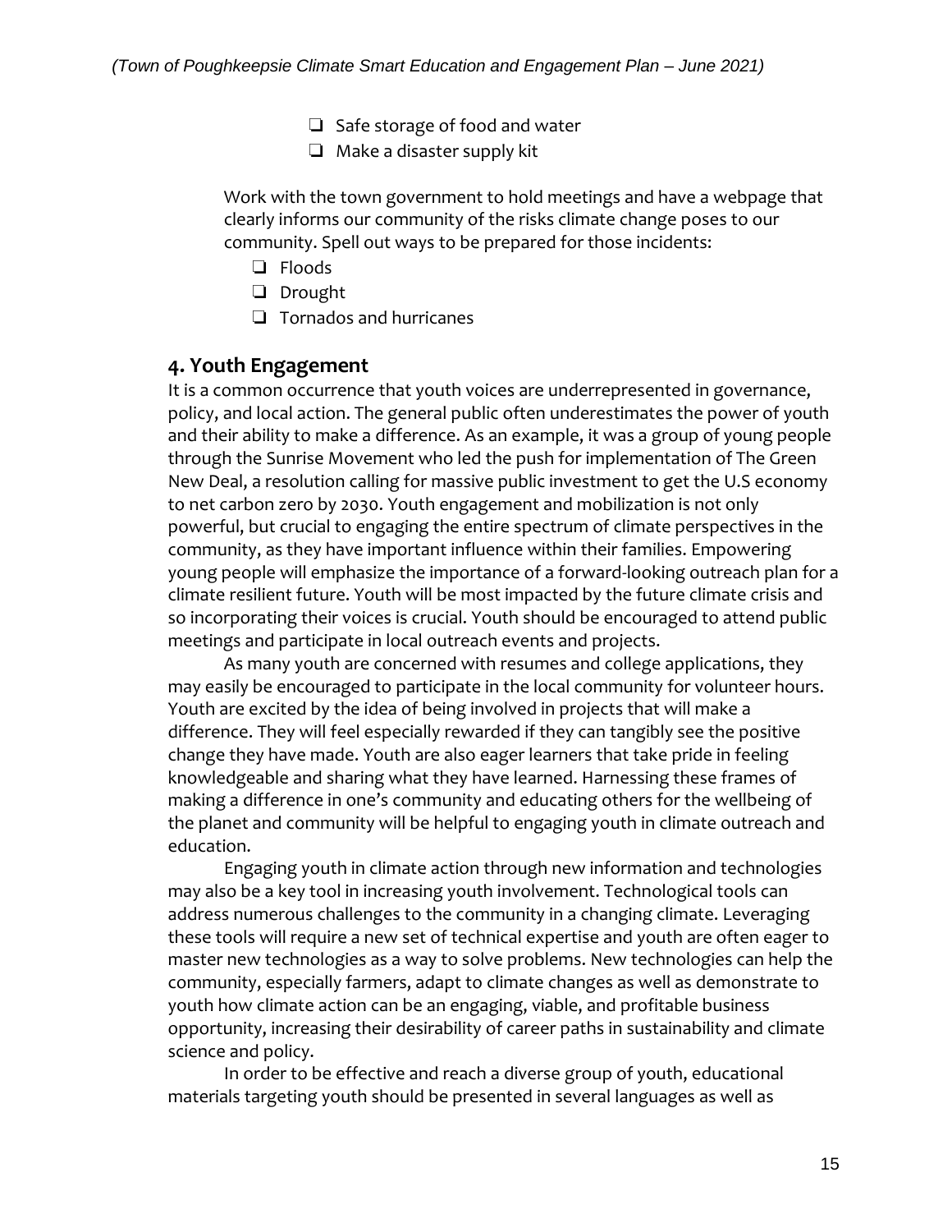- ❑ Safe storage of food and water
- ❑ Make a disaster supply kit

Work with the town government to hold meetings and have a webpage that clearly informs our community of the risks climate change poses to our community. Spell out ways to be prepared for those incidents:

- ❑ Floods
- ❑ Drought
- ❑ Tornados and hurricanes

## 4. Youth Engagement

It is a common occurrence that youth voices are underrepresented in governance, policy, and local action. The general public often underestimates the power of youth and their ability to make a difference. As an example, it was a group of young people through the Sunrise Movement who led the push for implementation of The Green New Deal, a resolution calling for massive public investment to get the U.S economy to net carbon zero by 2030. Youth engagement and mobilization is not only powerful, but crucial to engaging the entire spectrum of climate perspectives in the community, as they have important influence within their families. Empowering young people will emphasize the importance of a forward-looking outreach plan for a climate resilient future. Youth will be most impacted by the future climate crisis and so incorporating their voices is crucial. Youth should be encouraged to attend public meetings and participate in local outreach events and projects.

As many youth are concerned with resumes and college applications, they may easily be encouraged to participate in the local community for volunteer hours. Youth are excited by the idea of being involved in projects that will make a difference. They will feel especially rewarded if they can tangibly see the positive change they have made. Youth are also eager learners that take pride in feeling knowledgeable and sharing what they have learned. Harnessing these frames of making a difference in one's community and educating others for the wellbeing of the planet and community will be helpful to engaging youth in climate outreach and education.

Engaging youth in climate action through new information and technologies may also be a key tool in increasing youth involvement. Technological tools can address numerous challenges to the community in a changing climate. Leveraging these tools will require a new set of technical expertise and youth are often eager to master new technologies as a way to solve problems. New technologies can help the community, especially farmers, adapt to climate changes as well as demonstrate to youth how climate action can be an engaging, viable, and profitable business opportunity, increasing their desirability of career paths in sustainability and climate science and policy.

In order to be effective and reach a diverse group of youth, educational materials targeting youth should be presented in several languages as well as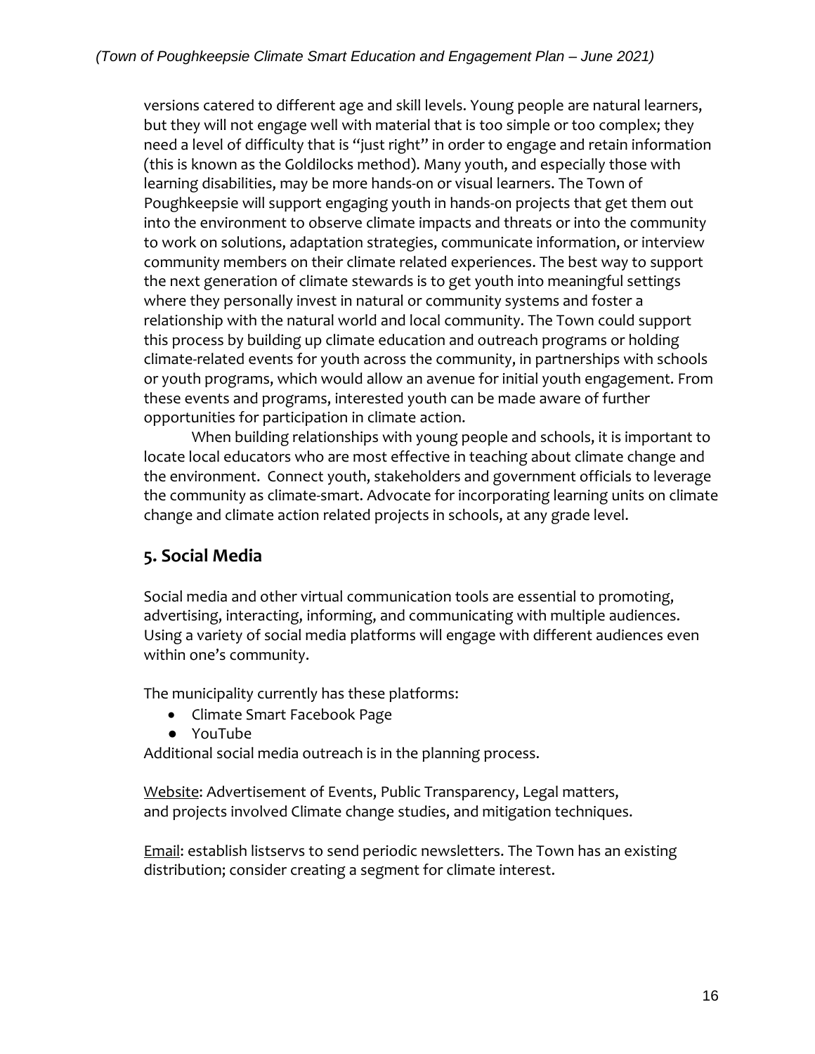versions catered to different age and skill levels. Young people are natural learners, but they will not engage well with material that is too simple or too complex; they need a level of difficulty that is "just right" in order to engage and retain information (this is known as the Goldilocks method). Many youth, and especially those with learning disabilities, may be more hands-on or visual learners. The Town of Poughkeepsie will support engaging youth in hands-on projects that get them out into the environment to observe climate impacts and threats or into the community to work on solutions, adaptation strategies, communicate information, or interview community members on their climate related experiences. The best way to support the next generation of climate stewards is to get youth into meaningful settings where they personally invest in natural or community systems and foster a relationship with the natural world and local community. The Town could support this process by building up climate education and outreach programs or holding climate-related events for youth across the community, in partnerships with schools or youth programs, which would allow an avenue for initial youth engagement. From these events and programs, interested youth can be made aware of further opportunities for participation in climate action.

When building relationships with young people and schools, it is important to locate local educators who are most effective in teaching about climate change and the environment. Connect youth, stakeholders and government officials to leverage the community as climate-smart. Advocate for incorporating learning units on climate change and climate action related projects in schools, at any grade level.

## 5. Social Media

Social media and other virtual communication tools are essential to promoting, advertising, interacting, informing, and communicating with multiple audiences. Using a variety of social media platforms will engage with different audiences even within one's community.

The municipality currently has these platforms:

- Climate Smart Facebook Page
- YouTube

Additional social media outreach is in the planning process.

Website: Advertisement of Events, Public Transparency, Legal matters, and projects involved Climate change studies, and mitigation techniques.

Email: establish listservs to send periodic newsletters. The Town has an existing distribution; consider creating a segment for climate interest.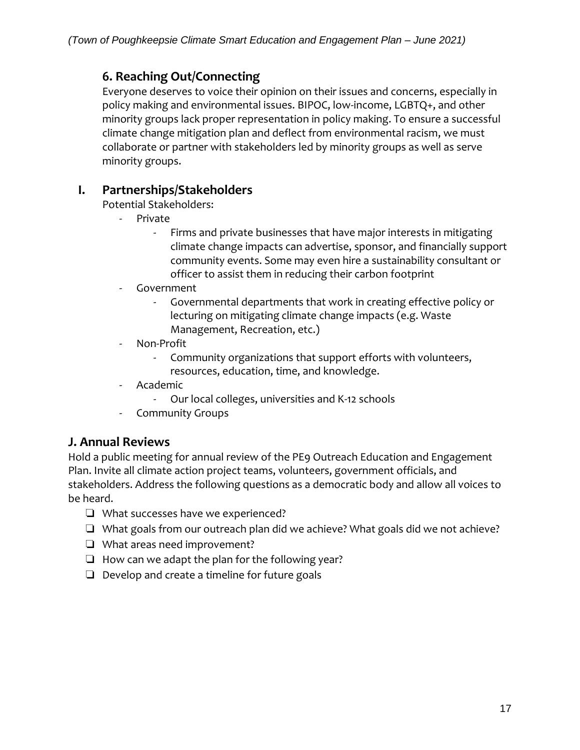## 6. Reaching Out/Connecting

Everyone deserves to voice their opinion on their issues and concerns, especially in policy making and environmental issues. BIPOC, low-income, LGBTQ+, and other minority groups lack proper representation in policy making. To ensure a successful climate change mitigation plan and deflect from environmental racism, we must collaborate or partner with stakeholders led by minority groups as well as serve minority groups.

### I. Partnerships/Stakeholders

Potential Stakeholders:

- Private
  - Firms and private businesses that have major interests in mitigating climate change impacts can advertise, sponsor, and financially support community events. Some may even hire a sustainability consultant or officer to assist them in reducing their carbon footprint
- Government
  - Governmental departments that work in creating effective policy or lecturing on mitigating climate change impacts (e.g. Waste Management, Recreation, etc.)
- Non-Profit
  - Community organizations that support efforts with volunteers, resources, education, time, and knowledge.
- Academic
  - Our local colleges, universities and K-12 schools
- Community Groups

### J. Annual Reviews

Hold a public meeting for annual review of the PE9 Outreach Education and Engagement Plan. Invite all climate action project teams, volunteers, government officials, and stakeholders. Address the following questions as a democratic body and allow all voices to be heard.

- ❏ What successes have we experienced?
- ❏ What goals from our outreach plan did we achieve? What goals did we not achieve?
- ❏ What areas need improvement?
- ❏ How can we adapt the plan for the following year?
- ❏ Develop and create a timeline for future goals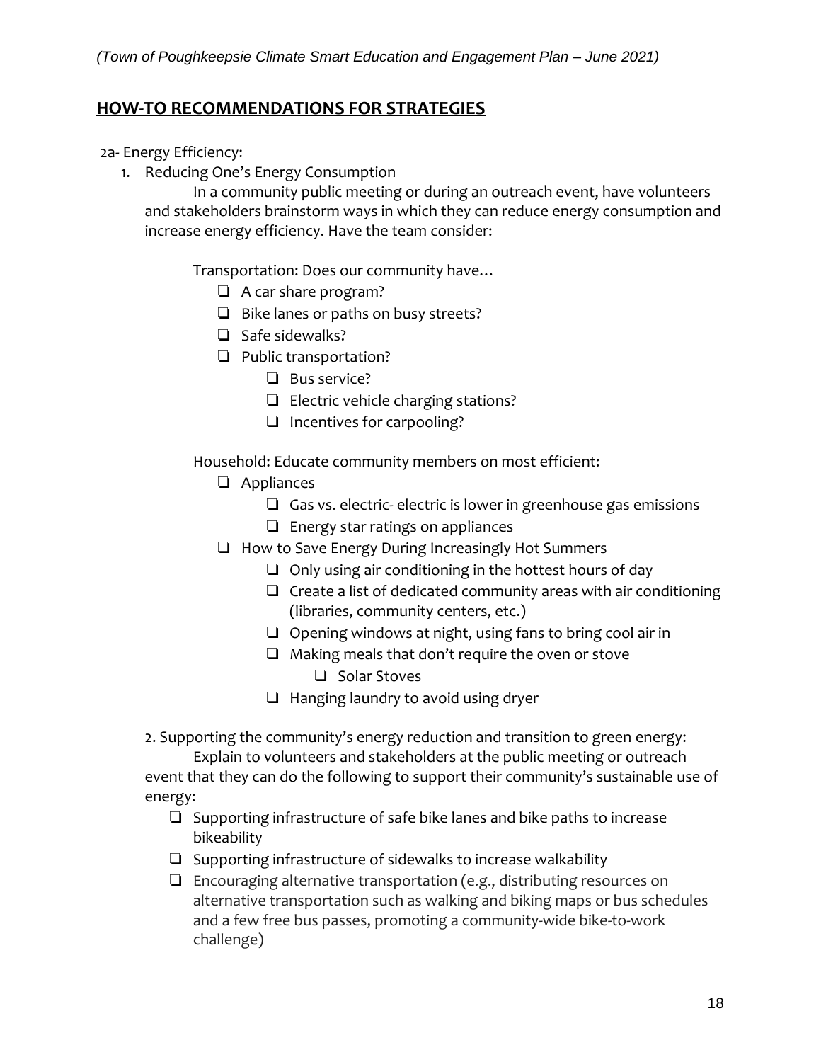## HOW-TO RECOMMENDATIONS FOR STRATEGIES

2a- Energy Efficiency:

1. Reducing One's Energy Consumption

   In a community public meeting or during an outreach event, have volunteers and stakeholders brainstorm ways in which they can reduce energy consumption and increase energy efficiency. Have the team consider:

   Transportation: Does our community have…

   - ❏ A car share program?
   - ❏ Bike lanes or paths on busy streets?
   - ❏ Safe sidewalks?
   - ❏ Public transportation?
     - ❏ Bus service?
     - ❏ Electric vehicle charging stations?
     - ❏ Incentives for carpooling?

   Household: Educate community members on most efficient:

   - ❏ Appliances
     - ❏ Gas vs. electric- electric is lower in greenhouse gas emissions
     - ❏ Energy star ratings on appliances
   - ❏ How to Save Energy During Increasingly Hot Summers
     - ❏ Only using air conditioning in the hottest hours of day
     - ❏ Create a list of dedicated community areas with air conditioning (libraries, community centers, etc.)
     - ❏ Opening windows at night, using fans to bring cool air in
     - ❏ Making meals that don't require the oven or stove
       - ❏ Solar Stoves
     - ❏ Hanging laundry to avoid using dryer

2. Supporting the community's energy reduction and transition to green energy:

   Explain to volunteers and stakeholders at the public meeting or outreach event that they can do the following to support their community's sustainable use of energy:

   - ❏ Supporting infrastructure of safe bike lanes and bike paths to increase bikeability
   - ❏ Supporting infrastructure of sidewalks to increase walkability
   - ❏ Encouraging alternative transportation (e.g., distributing resources on alternative transportation such as walking and biking maps or bus schedules and a few free bus passes, promoting a community-wide bike-to-work challenge)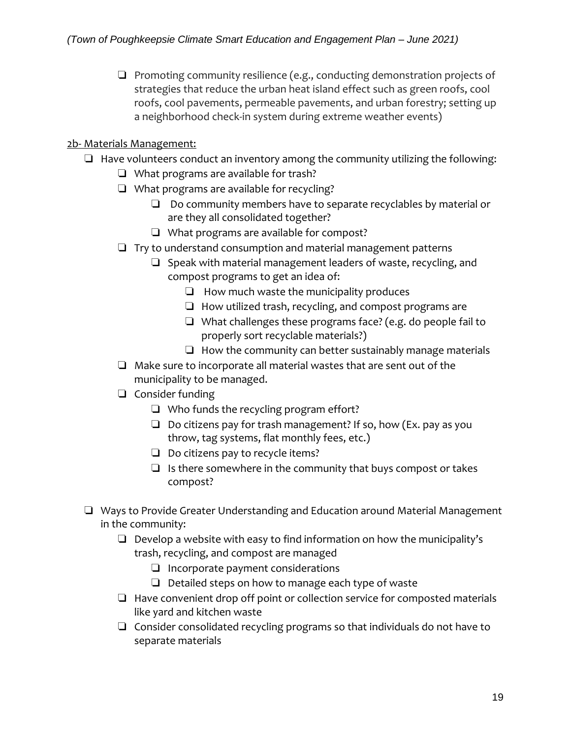- ❏ Promoting community resilience (e.g., conducting demonstration projects of strategies that reduce the urban heat island effect such as green roofs, cool roofs, cool pavements, permeable pavements, and urban forestry; setting up a neighborhood check-in system during extreme weather events)

<u>2b- Materials Management:</u>

- ❏ Have volunteers conduct an inventory among the community utilizing the following:
  - ❏ What programs are available for trash?
  - ❏ What programs are available for recycling?
    - ❏ Do community members have to separate recyclables by material or are they all consolidated together?
    - ❏ What programs are available for compost?
  - ❏ Try to understand consumption and material management patterns
    - ❏ Speak with material management leaders of waste, recycling, and compost programs to get an idea of:
      - ❏ How much waste the municipality produces
      - ❏ How utilized trash, recycling, and compost programs are
      - ❏ What challenges these programs face? (e.g. do people fail to properly sort recyclable materials?)
      - ❏ How the community can better sustainably manage materials
  - ❏ Make sure to incorporate all material wastes that are sent out of the municipality to be managed.
  - ❏ Consider funding
    - ❏ Who funds the recycling program effort?
    - ❏ Do citizens pay for trash management? If so, how (Ex. pay as you throw, tag systems, flat monthly fees, etc.)
    - ❏ Do citizens pay to recycle items?
    - ❏ Is there somewhere in the community that buys compost or takes compost?

- ❏ Ways to Provide Greater Understanding and Education around Material Management in the community:
  - ❏ Develop a website with easy to find information on how the municipality's trash, recycling, and compost are managed
    - ❏ Incorporate payment considerations
    - ❏ Detailed steps on how to manage each type of waste
  - ❏ Have convenient drop off point or collection service for composted materials like yard and kitchen waste
  - ❏ Consider consolidated recycling programs so that individuals do not have to separate materials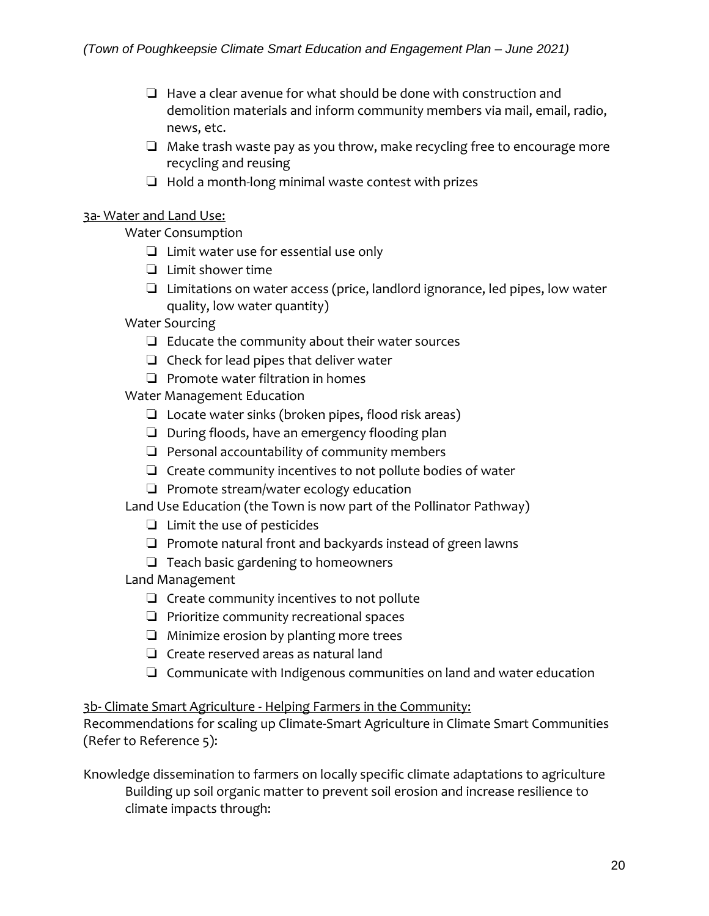- ❑ Have a clear avenue for what should be done with construction and demolition materials and inform community members via mail, email, radio, news, etc.
- ❑ Make trash waste pay as you throw, make recycling free to encourage more recycling and reusing
- ❑ Hold a month-long minimal waste contest with prizes

<u>3a- Water and Land Use:</u>

Water Consumption

- ❑ Limit water use for essential use only
- ❑ Limit shower time
- ❑ Limitations on water access (price, landlord ignorance, led pipes, low water quality, low water quantity)

Water Sourcing

- ❑ Educate the community about their water sources
- ❑ Check for lead pipes that deliver water
- ❑ Promote water filtration in homes

Water Management Education

- ❑ Locate water sinks (broken pipes, flood risk areas)
- ❑ During floods, have an emergency flooding plan
- ❑ Personal accountability of community members
- ❑ Create community incentives to not pollute bodies of water
- ❑ Promote stream/water ecology education

Land Use Education (the Town is now part of the Pollinator Pathway)

- ❑ Limit the use of pesticides
- ❑ Promote natural front and backyards instead of green lawns
- ❑ Teach basic gardening to homeowners

Land Management

- ❑ Create community incentives to not pollute
- ❑ Prioritize community recreational spaces
- ❑ Minimize erosion by planting more trees
- ❑ Create reserved areas as natural land
- ❑ Communicate with Indigenous communities on land and water education

<u>3b- Climate Smart Agriculture - Helping Farmers in the Community:</u>

Recommendations for scaling up Climate-Smart Agriculture in Climate Smart Communities (Refer to Reference 5):

Knowledge dissemination to farmers on locally specific climate adaptations to agriculture

Building up soil organic matter to prevent soil erosion and increase resilience to climate impacts through: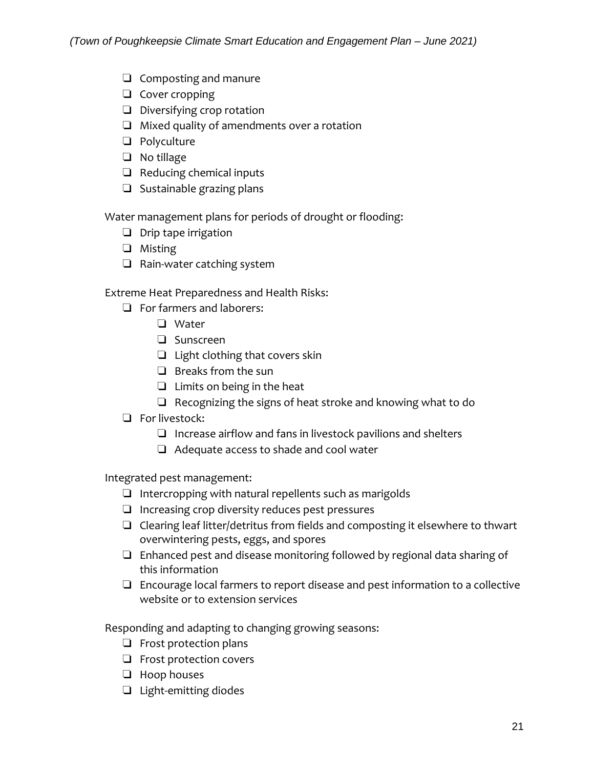- ❑ Composting and manure
- ❑ Cover cropping
- ❑ Diversifying crop rotation
- ❑ Mixed quality of amendments over a rotation
- ❑ Polyculture
- ❑ No tillage
- ❑ Reducing chemical inputs
- ❑ Sustainable grazing plans

Water management plans for periods of drought or flooding:

- ❑ Drip tape irrigation
- ❑ Misting
- ❑ Rain-water catching system

Extreme Heat Preparedness and Health Risks:

- ❑ For farmers and laborers:
    - ❑ Water
    - ❑ Sunscreen
    - ❑ Light clothing that covers skin
    - ❑ Breaks from the sun
    - ❑ Limits on being in the heat
    - ❑ Recognizing the signs of heat stroke and knowing what to do
- ❑ For livestock:
    - ❑ Increase airflow and fans in livestock pavilions and shelters
    - ❑ Adequate access to shade and cool water

Integrated pest management:

- ❑ Intercropping with natural repellents such as marigolds
- ❑ Increasing crop diversity reduces pest pressures
- ❑ Clearing leaf litter/detritus from fields and composting it elsewhere to thwart overwintering pests, eggs, and spores
- ❑ Enhanced pest and disease monitoring followed by regional data sharing of this information
- ❑ Encourage local farmers to report disease and pest information to a collective website or to extension services

Responding and adapting to changing growing seasons:

- ❑ Frost protection plans
- ❑ Frost protection covers
- ❑ Hoop houses
- ❑ Light-emitting diodes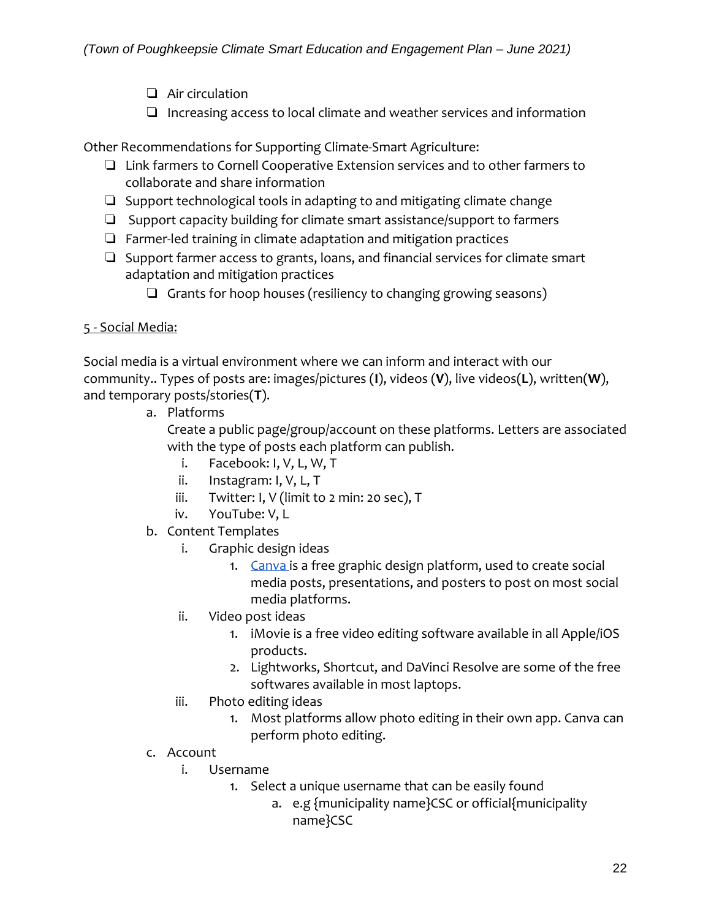- [ ] Air circulation
- [ ] Increasing access to local climate and weather services and information

Other Recommendations for Supporting Climate-Smart Agriculture:

- [ ] Link farmers to Cornell Cooperative Extension services and to other farmers to collaborate and share information
- [ ] Support technological tools in adapting to and mitigating climate change
- [ ] Support capacity building for climate smart assistance/support to farmers
- [ ] Farmer-led training in climate adaptation and mitigation practices
- [ ] Support farmer access to grants, loans, and financial services for climate smart adaptation and mitigation practices
    - [ ] Grants for hoop houses (resiliency to changing growing seasons)

<u>5 - Social Media:</u>

Social media is a virtual environment where we can inform and interact with our community.. Types of posts are: images/pictures (**I**), videos (**V**), live videos(**L**), written(**W**), and temporary posts/stories(**T**).

a. Platforms

   Create a public page/group/account on these platforms. Letters are associated with the type of posts each platform can publish.

   i. Facebook: I, V, L, W, T
   ii. Instagram: I, V, L, T
   iii. Twitter: I, V (limit to 2 min: 20 sec), T
   iv. YouTube: V, L

b. Content Templates

   i. Graphic design ideas
      1. Canva is a free graphic design platform, used to create social media posts, presentations, and posters to post on most social media platforms.
   ii. Video post ideas
      1. iMovie is a free video editing software available in all Apple/iOS products.
      2. Lightworks, Shortcut, and DaVinci Resolve are some of the free softwares available in most laptops.
   iii. Photo editing ideas
      1. Most platforms allow photo editing in their own app. Canva can perform photo editing.

c. Account

   i. Username
      1. Select a unique username that can be easily found
         a. e.g {municipality name}CSC or official{municipality name}CSC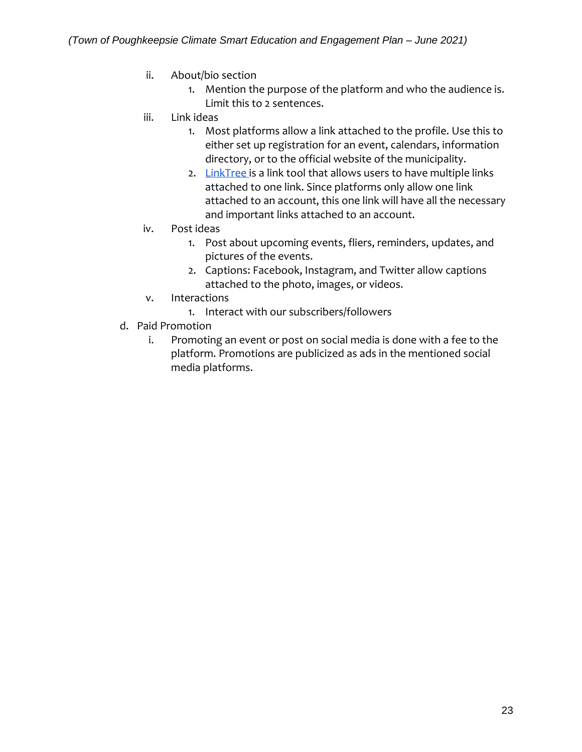ii. About/bio section
   1. Mention the purpose of the platform and who the audience is. Limit this to 2 sentences.

iii. Link ideas
   1. Most platforms allow a link attached to the profile. Use this to either set up registration for an event, calendars, information directory, or to the official website of the municipality.
   2. LinkTree is a link tool that allows users to have multiple links attached to one link. Since platforms only allow one link attached to an account, this one link will have all the necessary and important links attached to an account.

iv. Post ideas
   1. Post about upcoming events, fliers, reminders, updates, and pictures of the events.
   2. Captions: Facebook, Instagram, and Twitter allow captions attached to the photo, images, or videos.

v. Interactions
   1. Interact with our subscribers/followers

d. Paid Promotion

   i. Promoting an event or post on social media is done with a fee to the platform. Promotions are publicized as ads in the mentioned social media platforms.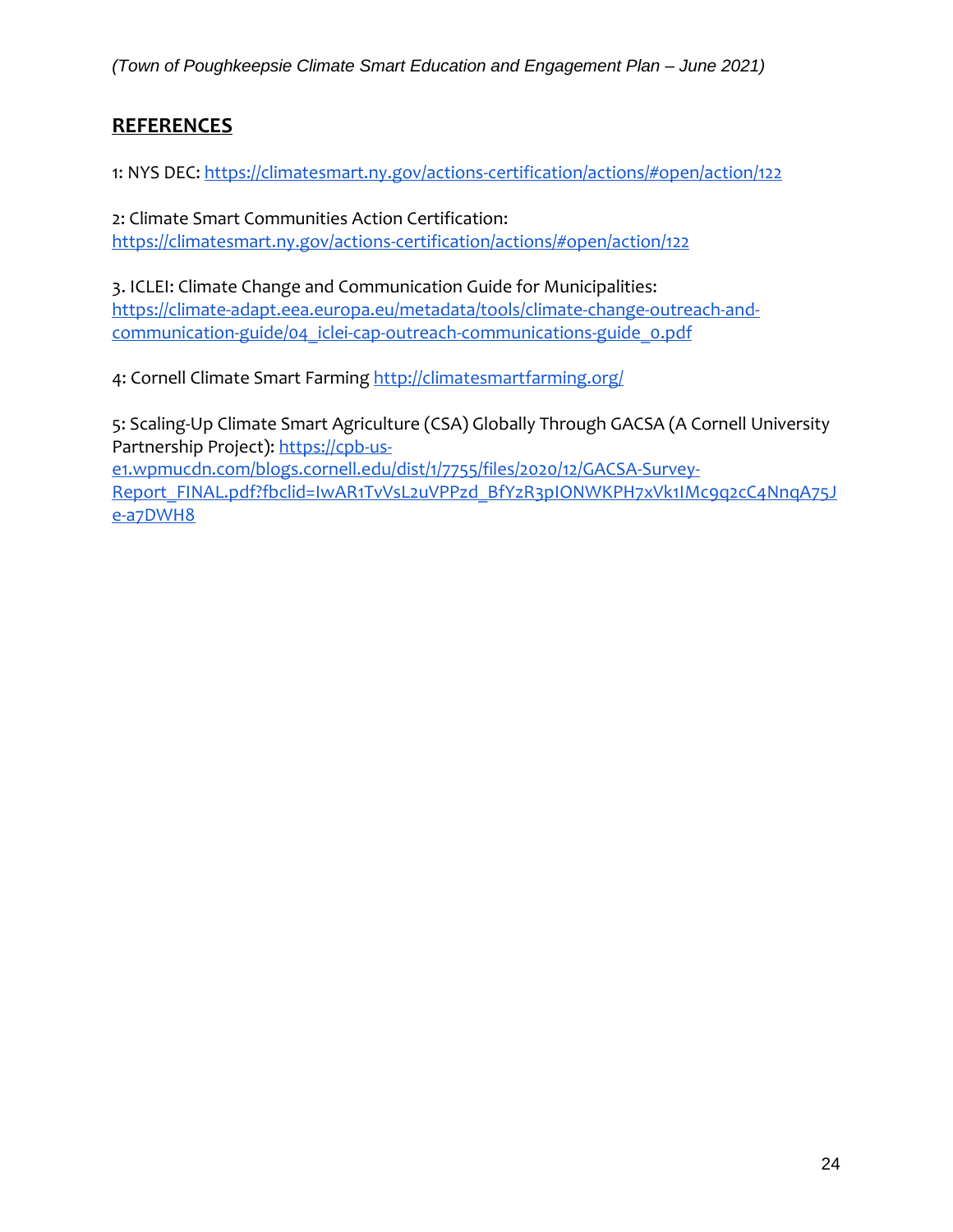## REFERENCES

1: NYS DEC: https://climatesmart.ny.gov/actions-certification/actions/#open/action/122

2: Climate Smart Communities Action Certification: https://climatesmart.ny.gov/actions-certification/actions/#open/action/122

3. ICLEI: Climate Change and Communication Guide for Municipalities: https://climate-adapt.eea.europa.eu/metadata/tools/climate-change-outreach-and-communication-guide/04_iclei-cap-outreach-communications-guide_0.pdf

4: Cornell Climate Smart Farming http://climatesmartfarming.org/

5: Scaling-Up Climate Smart Agriculture (CSA) Globally Through GACSA (A Cornell University Partnership Project): https://cpb-us-e1.wpmucdn.com/blogs.cornell.edu/dist/1/7755/files/2020/12/GACSA-Survey-Report_FINAL.pdf?fbclid=IwAR1TvVsL2uVPPzd_BfYzR3pIONWKPH7xVk1IMc9q2cC4NnqA75Je-a7DWH8